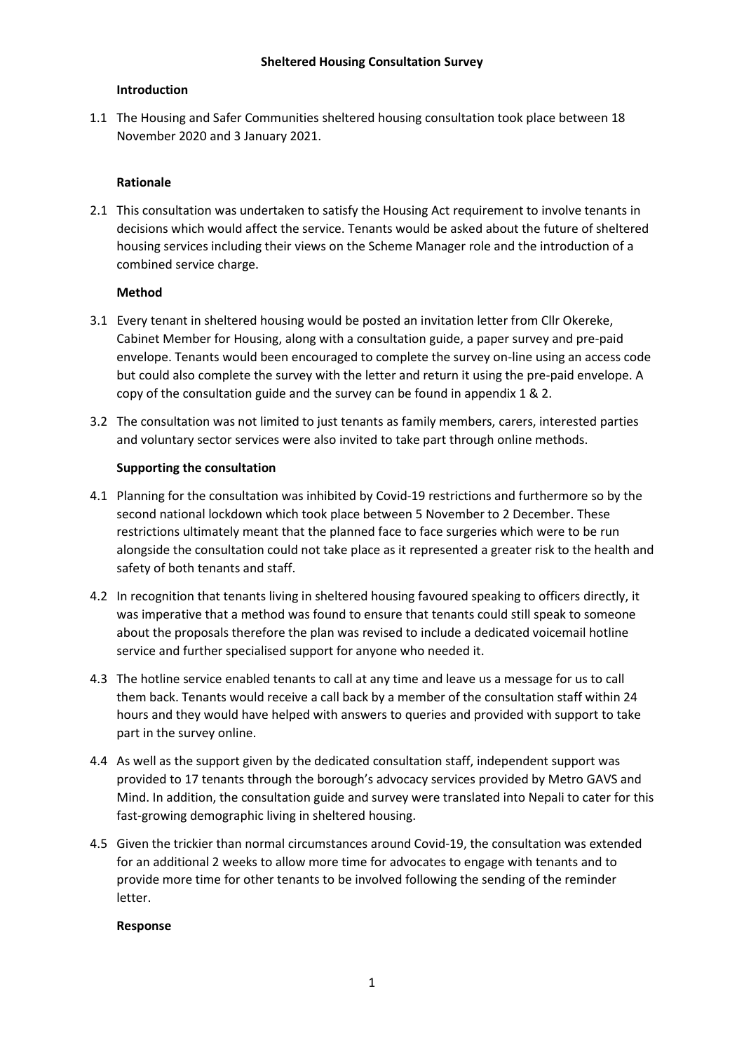# Sheltered Housing Consultation Survey

## Introduction

1.1 The Housing and Safer Communities sheltered housing consultation took place between 18 November 2020 and 3 January 2021.

## Rationale

2.1 This consultation was undertaken to satisfy the Housing Act requirement to involve tenants in decisions which would affect the service. Tenants would be asked about the future of sheltered housing services including their views on the Scheme Manager role and the introduction of a combined service charge.

## Method

3.1 Every tenant in sheltered housing would be posted an invitation letter from Cllr Okereke, Cabinet Member for Housing, along with a consultation guide, a paper survey and pre-paid envelope. Tenants would been encouraged to complete the survey on-line using an access code but could also complete the survey with the letter and return it using the pre-paid envelope. A copy of the consultation guide and the survey can be found in appendix 1 & 2.

3.2 The consultation was not limited to just tenants as family members, carers, interested parties and voluntary sector services were also invited to take part through online methods.

## Supporting the consultation

4.1 Planning for the consultation was inhibited by Covid-19 restrictions and furthermore so by the second national lockdown which took place between 5 November to 2 December. These restrictions ultimately meant that the planned face to face surgeries which were to be run alongside the consultation could not take place as it represented a greater risk to the health and safety of both tenants and staff.

4.2 In recognition that tenants living in sheltered housing favoured speaking to officers directly, it was imperative that a method was found to ensure that tenants could still speak to someone about the proposals therefore the plan was revised to include a dedicated voicemail hotline service and further specialised support for anyone who needed it.

4.3 The hotline service enabled tenants to call at any time and leave us a message for us to call them back. Tenants would receive a call back by a member of the consultation staff within 24 hours and they would have helped with answers to queries and provided with support to take part in the survey online.

4.4 As well as the support given by the dedicated consultation staff, independent support was provided to 17 tenants through the borough's advocacy services provided by Metro GAVS and Mind. In addition, the consultation guide and survey were translated into Nepali to cater for this fast-growing demographic living in sheltered housing.

4.5 Given the trickier than normal circumstances around Covid-19, the consultation was extended for an additional 2 weeks to allow more time for advocates to engage with tenants and to provide more time for other tenants to be involved following the sending of the reminder letter.

## Response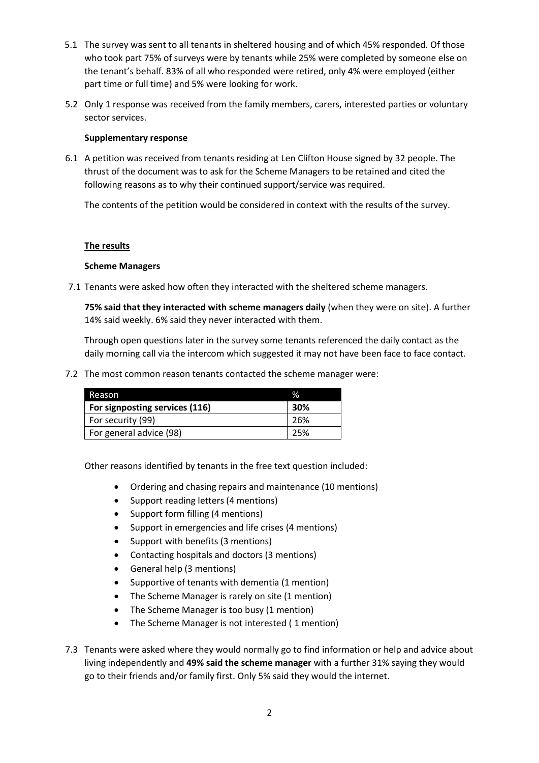5.1 The survey was sent to all tenants in sheltered housing and of which 45% responded. Of those who took part 75% of surveys were by tenants while 25% were completed by someone else on the tenant's behalf. 83% of all who responded were retired, only 4% were employed (either part time or full time) and 5% were looking for work.

5.2 Only 1 response was received from the family members, carers, interested parties or voluntary sector services.

**Supplementary response**

6.1 A petition was received from tenants residing at Len Clifton House signed by 32 people. The thrust of the document was to ask for the Scheme Managers to be retained and cited the following reasons as to why their continued support/service was required.

The contents of the petition would be considered in context with the results of the survey.

**The results**

**Scheme Managers**

7.1 Tenants were asked how often they interacted with the sheltered scheme managers.

**75% said that they interacted with scheme managers daily** (when they were on site). A further 14% said weekly. 6% said they never interacted with them.

Through open questions later in the survey some tenants referenced the daily contact as the daily morning call via the intercom which suggested it may not have been face to face contact.

7.2 The most common reason tenants contacted the scheme manager were:

| Reason | % |
|---|---|
| **For signposting services (116)** | **30%** |
| For security (99) | 26% |
| For general advice (98) | 25% |

Other reasons identified by tenants in the free text question included:

- Ordering and chasing repairs and maintenance (10 mentions)
- Support reading letters (4 mentions)
- Support form filling (4 mentions)
- Support in emergencies and life crises (4 mentions)
- Support with benefits (3 mentions)
- Contacting hospitals and doctors (3 mentions)
- General help (3 mentions)
- Supportive of tenants with dementia (1 mention)
- The Scheme Manager is rarely on site (1 mention)
- The Scheme Manager is too busy (1 mention)
- The Scheme Manager is not interested ( 1 mention)

7.3 Tenants were asked where they would normally go to find information or help and advice about living independently and **49% said the scheme manager** with a further 31% saying they would go to their friends and/or family first. Only 5% said they would the internet.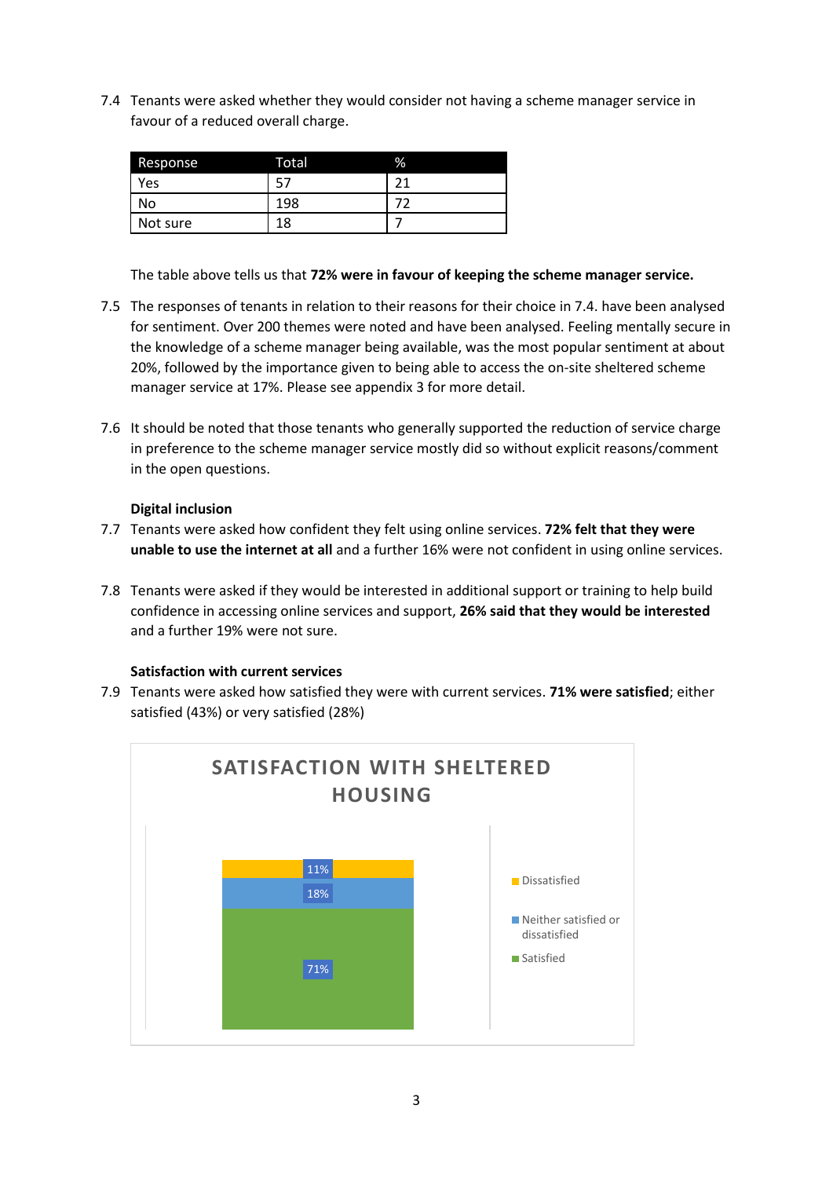7.4 Tenants were asked whether they would consider not having a scheme manager service in favour of a reduced overall charge.

| Response | Total | % |
|---|---|---|
| Yes | 57 | 21 |
| No | 198 | 72 |
| Not sure | 18 | 7 |

The table above tells us that **72% were in favour of keeping the scheme manager service.**

7.5 The responses of tenants in relation to their reasons for their choice in 7.4. have been analysed for sentiment. Over 200 themes were noted and have been analysed. Feeling mentally secure in the knowledge of a scheme manager being available, was the most popular sentiment at about 20%, followed by the importance given to being able to access the on-site sheltered scheme manager service at 17%. Please see appendix 3 for more detail.

7.6 It should be noted that those tenants who generally supported the reduction of service charge in preference to the scheme manager service mostly did so without explicit reasons/comment in the open questions.

**Digital inclusion**

7.7 Tenants were asked how confident they felt using online services. **72% felt that they were unable to use the internet at all** and a further 16% were not confident in using online services.

7.8 Tenants were asked if they would be interested in additional support or training to help build confidence in accessing online services and support, **26% said that they would be interested** and a further 19% were not sure.

**Satisfaction with current services**

7.9 Tenants were asked how satisfied they were with current services. **71% were satisfied**; either satisfied (43%) or very satisfied (28%)

**SATISFACTION WITH SHELTERED HOUSING**

- Dissatisfied: 11%
- Neither satisfied or dissatisfied: 18%
- Satisfied: 71%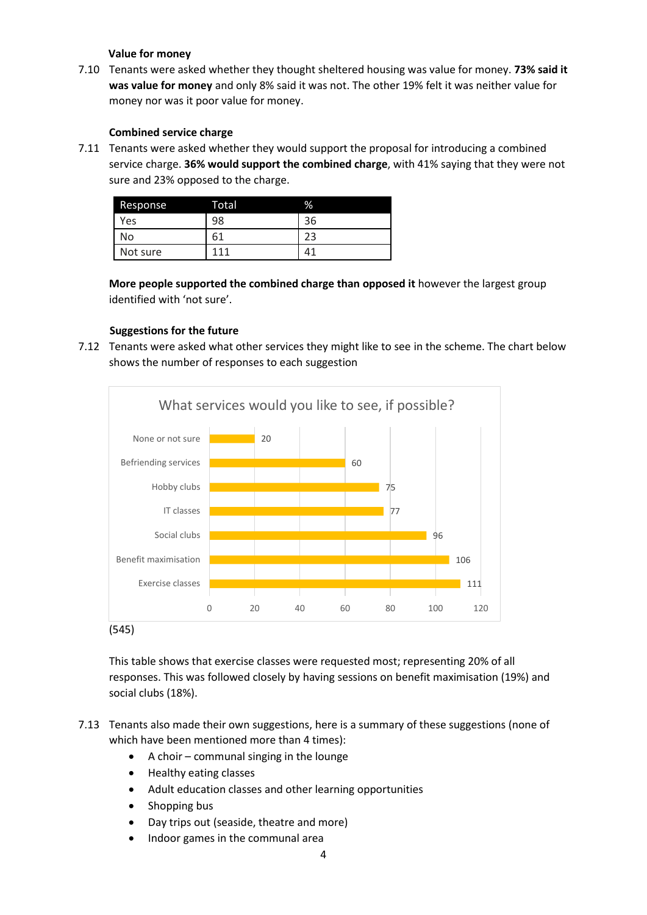### Value for money

7.10 Tenants were asked whether they thought sheltered housing was value for money. **73% said it was value for money** and only 8% said it was not. The other 19% felt it was neither value for money nor was it poor value for money.

### Combined service charge

7.11 Tenants were asked whether they would support the proposal for introducing a combined service charge. **36% would support the combined charge**, with 41% saying that they were not sure and 23% opposed to the charge.

| Response | Total | % |
|---|---|---|
| Yes | 98 | 36 |
| No | 61 | 23 |
| Not sure | 111 | 41 |

**More people supported the combined charge than opposed it** however the largest group identified with 'not sure'.

### Suggestions for the future

7.12 Tenants were asked what other services they might like to see in the scheme. The chart below shows the number of responses to each suggestion

What services would you like to see, if possible?

| Service | Responses |
|---|---|
| None or not sure | 20 |
| Befriending services | 60 |
| Hobby clubs | 75 |
| IT classes | 77 |
| Social clubs | 96 |
| Benefit maximisation | 106 |
| Exercise classes | 111 |

(545)

This table shows that exercise classes were requested most; representing 20% of all responses. This was followed closely by having sessions on benefit maximisation (19%) and social clubs (18%).

7.13 Tenants also made their own suggestions, here is a summary of these suggestions (none of which have been mentioned more than 4 times):

- A choir – communal singing in the lounge
- Healthy eating classes
- Adult education classes and other learning opportunities
- Shopping bus
- Day trips out (seaside, theatre and more)
- Indoor games in the communal area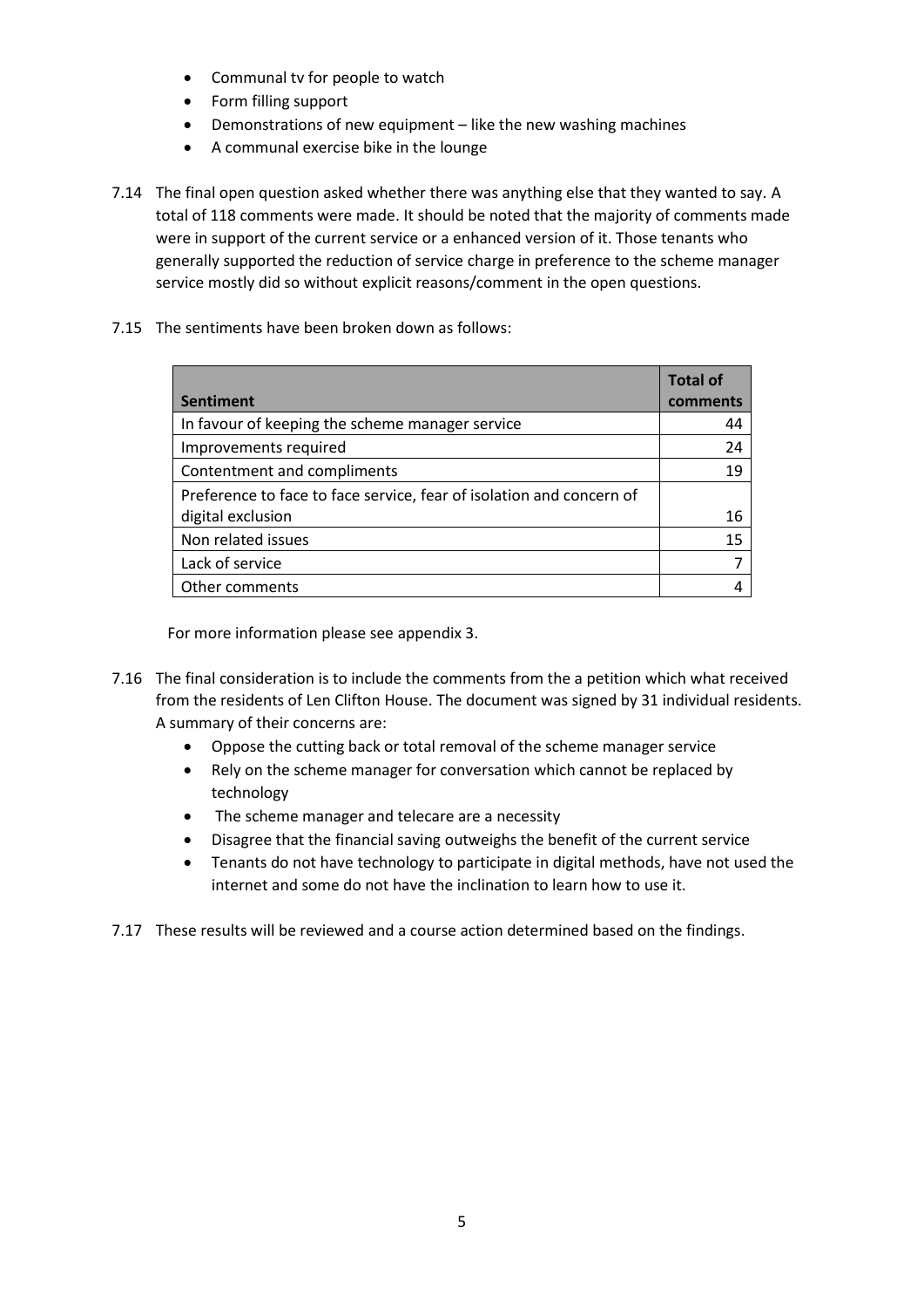- Communal tv for people to watch
- Form filling support
- Demonstrations of new equipment – like the new washing machines
- A communal exercise bike in the lounge

7.14 The final open question asked whether there was anything else that they wanted to say. A total of 118 comments were made. It should be noted that the majority of comments made were in support of the current service or a enhanced version of it. Those tenants who generally supported the reduction of service charge in preference to the scheme manager service mostly did so without explicit reasons/comment in the open questions.

7.15 The sentiments have been broken down as follows:

| Sentiment | Total of comments |
|---|---|
| In favour of keeping the scheme manager service | 44 |
| Improvements required | 24 |
| Contentment and compliments | 19 |
| Preference to face to face service, fear of isolation and concern of digital exclusion | 16 |
| Non related issues | 15 |
| Lack of service | 7 |
| Other comments | 4 |

For more information please see appendix 3.

7.16 The final consideration is to include the comments from the a petition which what received from the residents of Len Clifton House. The document was signed by 31 individual residents. A summary of their concerns are:

- Oppose the cutting back or total removal of the scheme manager service
- Rely on the scheme manager for conversation which cannot be replaced by technology
- The scheme manager and telecare are a necessity
- Disagree that the financial saving outweighs the benefit of the current service
- Tenants do not have technology to participate in digital methods, have not used the internet and some do not have the inclination to learn how to use it.

7.17 These results will be reviewed and a course action determined based on the findings.